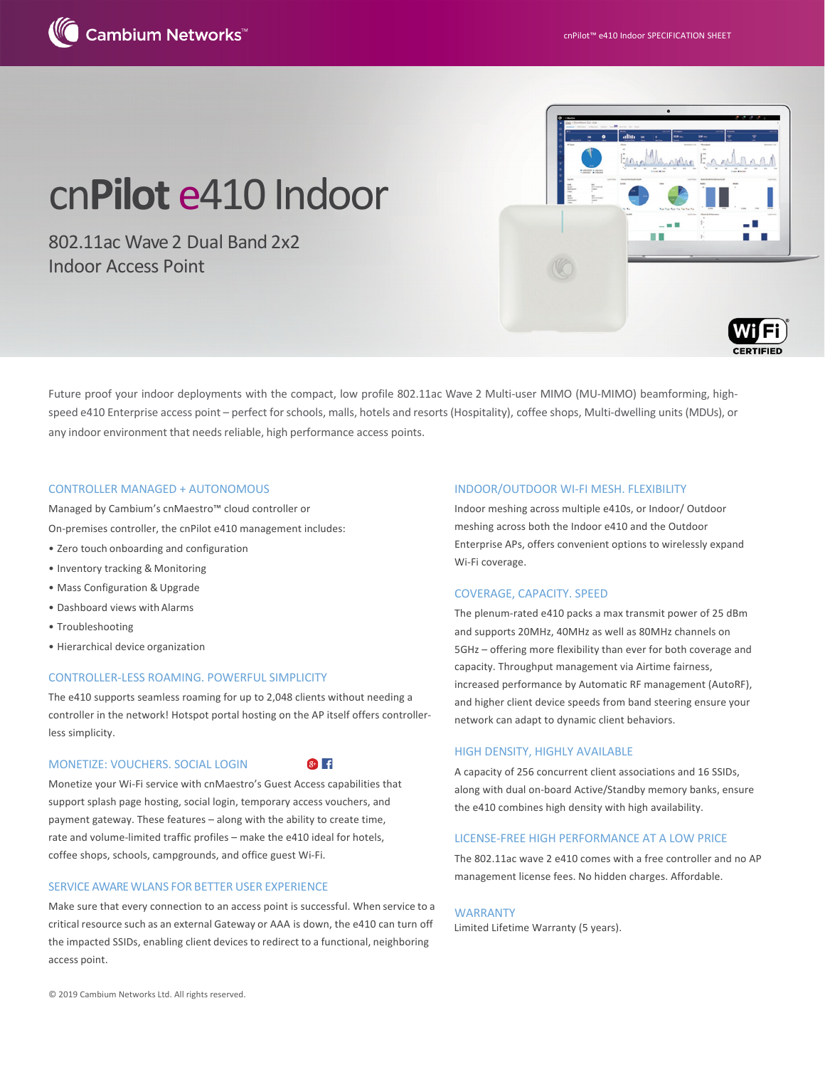# cnPilot e410 Indoor

## 802.11ac Wave 2 Dual Band 2x2 Indoor Access Point

Future proof your indoor deployments with the compact, low profile 802.11ac Wave 2 Multi-user MIMO (MU-MIMO) beamforming, high-speed e410 Enterprise access point – perfect for schools, malls, hotels and resorts (Hospitality), coffee shops, Multi-dwelling units (MDUs), or any indoor environment that needs reliable, high performance access points.

### CONTROLLER MANAGED + AUTONOMOUS

Managed by Cambium's cnMaestro™ cloud controller or On-premises controller, the cnPilot e410 management includes:

- Zero touch onboarding and configuration
- Inventory tracking & Monitoring
- Mass Configuration & Upgrade
- Dashboard views with Alarms
- Troubleshooting
- Hierarchical device organization

### CONTROLLER-LESS ROAMING. POWERFUL SIMPLICITY

The e410 supports seamless roaming for up to 2,048 clients without needing a controller in the network! Hotspot portal hosting on the AP itself offers controller-less simplicity.

### MONETIZE: VOUCHERS. SOCIAL LOGIN

Monetize your Wi-Fi service with cnMaestro's Guest Access capabilities that support splash page hosting, social login, temporary access vouchers, and payment gateway. These features – along with the ability to create time, rate and volume-limited traffic profiles – make the e410 ideal for hotels, coffee shops, schools, campgrounds, and office guest Wi-Fi.

### SERVICE AWARE WLANS FOR BETTER USER EXPERIENCE

Make sure that every connection to an access point is successful. When service to a critical resource such as an external Gateway or AAA is down, the e410 can turn off the impacted SSIDs, enabling client devices to redirect to a functional, neighboring access point.

### INDOOR/OUTDOOR WI-FI MESH. FLEXIBILITY

Indoor meshing across multiple e410s, or Indoor/ Outdoor meshing across both the Indoor e410 and the Outdoor Enterprise APs, offers convenient options to wirelessly expand Wi-Fi coverage.

### COVERAGE, CAPACITY. SPEED

The plenum-rated e410 packs a max transmit power of 25 dBm and supports 20MHz, 40MHz as well as 80MHz channels on 5GHz – offering more flexibility than ever for both coverage and capacity. Throughput management via Airtime fairness, increased performance by Automatic RF management (AutoRF), and higher client device speeds from band steering ensure your network can adapt to dynamic client behaviors.

### HIGH DENSITY, HIGHLY AVAILABLE

A capacity of 256 concurrent client associations and 16 SSIDs, along with dual on-board Active/Standby memory banks, ensure the e410 combines high density with high availability.

### LICENSE-FREE HIGH PERFORMANCE AT A LOW PRICE

The 802.11ac wave 2 e410 comes with a free controller and no AP management license fees. No hidden charges. Affordable.

### WARRANTY

Limited Lifetime Warranty (5 years).

© 2019 Cambium Networks Ltd. All rights reserved.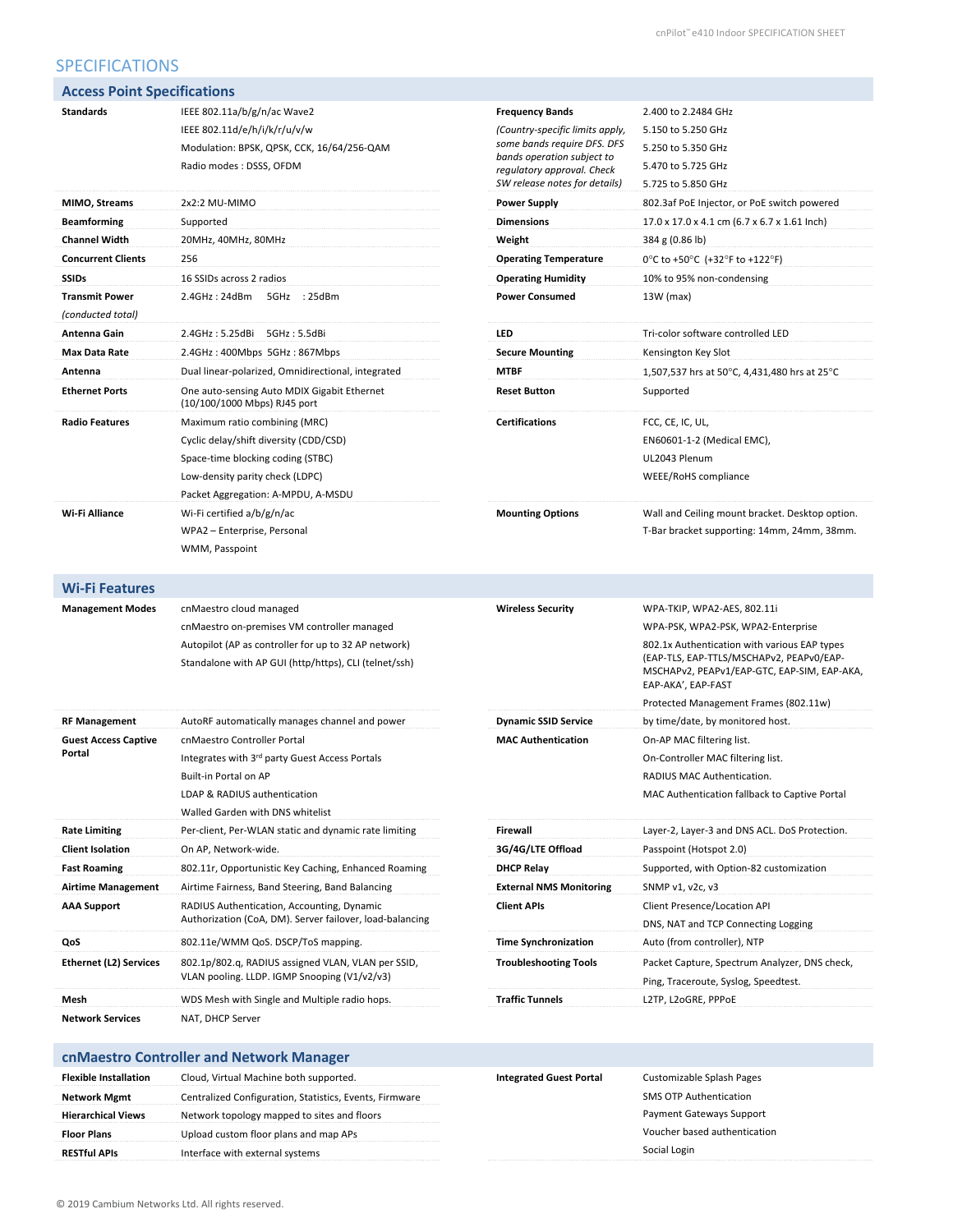## SPECIFICATIONS

### Access Point Specifications

| | |
|---|---|
| **Standards** | IEEE 802.11a/b/g/n/ac Wave2<br>IEEE 802.11d/e/h/i/k/r/u/v/w<br>Modulation: BPSK, QPSK, CCK, 16/64/256-QAM<br>Radio modes : DSSS, OFDM |
| **MIMO, Streams** | 2x2:2 MU-MIMO |
| **Beamforming** | Supported |
| **Channel Width** | 20MHz, 40MHz, 80MHz |
| **Concurrent Clients** | 256 |
| **SSIDs** | 16 SSIDs across 2 radios |
| **Transmit Power** *(conducted total)* | 2.4GHz : 24dBm 5GHz : 25dBm |
| **Antenna Gain** | 2.4GHz : 5.25dBi 5GHz : 5.5dBi |
| **Max Data Rate** | 2.4GHz : 400Mbps 5GHz : 867Mbps |
| **Antenna** | Dual linear-polarized, Omnidirectional, integrated |
| **Ethernet Ports** | One auto-sensing Auto MDIX Gigabit Ethernet (10/100/1000 Mbps) RJ45 port |
| **Radio Features** | Maximum ratio combining (MRC)<br>Cyclic delay/shift diversity (CDD/CSD)<br>Space-time blocking coding (STBC)<br>Low-density parity check (LDPC)<br>Packet Aggregation: A-MPDU, A-MSDU |
| **Wi-Fi Alliance** | Wi-Fi certified a/b/g/n/ac<br>WPA2 – Enterprise, Personal<br>WMM, Passpoint |
| **Frequency Bands** *(Country-specific limits apply, some bands require DFS. DFS bands operation subject to regulatory approval. Check SW release notes for details)* | 2.400 to 2.2484 GHz<br>5.150 to 5.250 GHz<br>5.250 to 5.350 GHz<br>5.470 to 5.725 GHz<br>5.725 to 5.850 GHz |
| **Power Supply** | 802.3af PoE Injector, or PoE switch powered |
| **Dimensions** | 17.0 x 17.0 x 4.1 cm (6.7 x 6.7 x 1.61 Inch) |
| **Weight** | 384 g (0.86 lb) |
| **Operating Temperature** | 0°C to +50°C (+32°F to +122°F) |
| **Operating Humidity** | 10% to 95% non-condensing |
| **Power Consumed** | 13W (max) |
| **LED** | Tri-color software controlled LED |
| **Secure Mounting** | Kensington Key Slot |
| **MTBF** | 1,507,537 hrs at 50°C, 4,431,480 hrs at 25°C |
| **Reset Button** | Supported |
| **Certifications** | FCC, CE, IC, UL,<br>EN60601-1-2 (Medical EMC),<br>UL2043 Plenum<br>WEEE/RoHS compliance |
| **Mounting Options** | Wall and Ceiling mount bracket. Desktop option.<br>T-Bar bracket supporting: 14mm, 24mm, 38mm. |

### Wi-Fi Features

| | |
|---|---|
| **Management Modes** | cnMaestro cloud managed<br>cnMaestro on-premises VM controller managed<br>Autopilot (AP as controller for up to 32 AP network)<br>Standalone with AP GUI (http/https), CLI (telnet/ssh) |
| **RF Management** | AutoRF automatically manages channel and power |
| **Guest Access Captive Portal** | cnMaestro Controller Portal<br>Integrates with 3rd party Guest Access Portals<br>Built-in Portal on AP<br>LDAP & RADIUS authentication<br>Walled Garden with DNS whitelist |
| **Rate Limiting** | Per-client, Per-WLAN static and dynamic rate limiting |
| **Client Isolation** | On AP, Network-wide. |
| **Fast Roaming** | 802.11r, Opportunistic Key Caching, Enhanced Roaming |
| **Airtime Management** | Airtime Fairness, Band Steering, Band Balancing |
| **AAA Support** | RADIUS Authentication, Accounting, Dynamic Authorization (CoA, DM). Server failover, load-balancing |
| **QoS** | 802.11e/WMM QoS. DSCP/ToS mapping. |
| **Ethernet (L2) Services** | 802.1p/802.q, RADIUS assigned VLAN, VLAN per SSID, VLAN pooling. LLDP. IGMP Snooping (V1/v2/v3) |
| **Mesh** | WDS Mesh with Single and Multiple radio hops. |
| **Network Services** | NAT, DHCP Server |
| **Wireless Security** | WPA-TKIP, WPA2-AES, 802.11i<br>WPA-PSK, WPA2-PSK, WPA2-Enterprise<br>802.1x Authentication with various EAP types (EAP-TLS, EAP-TTLS/MSCHAPv2, PEAPv0/EAP-MSCHAPv2, PEAPv1/EAP-GTC, EAP-SIM, EAP-AKA, EAP-AKA', EAP-FAST<br>Protected Management Frames (802.11w) |
| **Dynamic SSID Service** | by time/date, by monitored host. |
| **MAC Authentication** | On-AP MAC filtering list.<br>On-Controller MAC filtering list.<br>RADIUS MAC Authentication.<br>MAC Authentication fallback to Captive Portal |
| **Firewall** | Layer-2, Layer-3 and DNS ACL. DoS Protection. |
| **3G/4G/LTE Offload** | Passpoint (Hotspot 2.0) |
| **DHCP Relay** | Supported, with Option-82 customization |
| **External NMS Monitoring** | SNMP v1, v2c, v3 |
| **Client APIs** | Client Presence/Location API<br>DNS, NAT and TCP Connecting Logging |
| **Time Synchronization** | Auto (from controller), NTP |
| **Troubleshooting Tools** | Packet Capture, Spectrum Analyzer, DNS check,<br>Ping, Traceroute, Syslog, Speedtest. |
| **Traffic Tunnels** | L2TP, L2oGRE, PPPoE |

### cnMaestro Controller and Network Manager

| | |
|---|---|
| **Flexible Installation** | Cloud, Virtual Machine both supported. |
| **Network Mgmt** | Centralized Configuration, Statistics, Events, Firmware |
| **Hierarchical Views** | Network topology mapped to sites and floors |
| **Floor Plans** | Upload custom floor plans and map APs |
| **RESTful APIs** | Interface with external systems |
| **Integrated Guest Portal** | Customizable Splash Pages<br>SMS OTP Authentication<br>Payment Gateways Support<br>Voucher based authentication<br>Social Login |

© 2019 Cambium Networks Ltd. All rights reserved.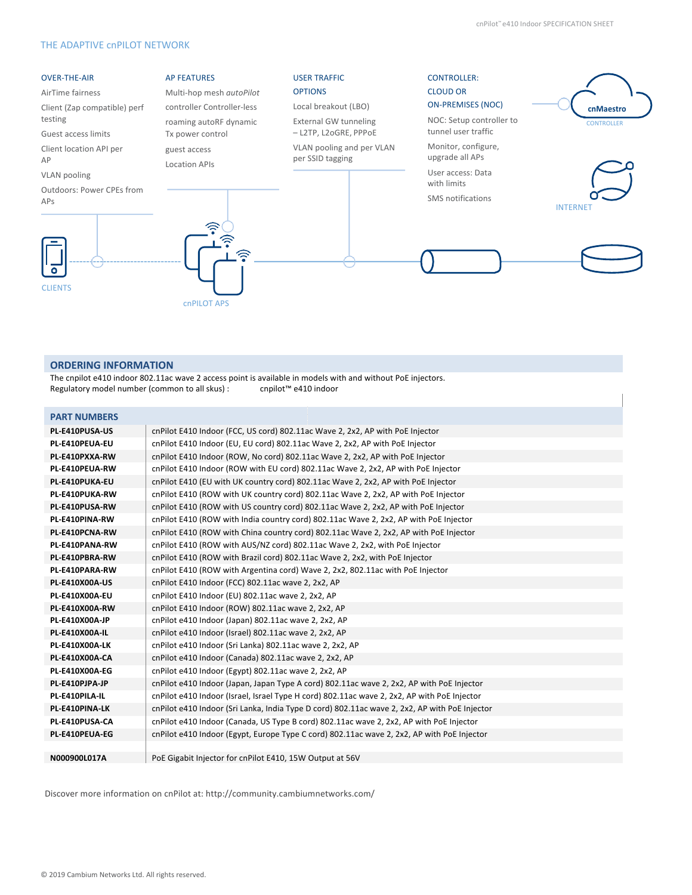## THE ADAPTIVE cnPILOT NETWORK

### OVER-THE-AIR

AirTime fairness

Client (Zap compatible) perf testing

Guest access limits

Client location API per AP

VLAN pooling

Outdoors: Power CPEs from APs

### AP FEATURES

Multi-hop mesh *autoPilot*

controller Controller-less

roaming autoRF dynamic

Tx power control

guest access

Location APIs

### USER TRAFFIC OPTIONS

Local breakout (LBO)

External GW tunneling – L2TP, L2oGRE, PPPoE

VLAN pooling and per VLAN per SSID tagging

### CONTROLLER: CLOUD OR ON-PREMISES (NOC)

NOC: Setup controller to tunnel user traffic

Monitor, configure, upgrade all APs

User access: Data with limits

SMS notifications

cnMaestro

CONTROLLER

INTERNET

CLIENTS

cnPILOT APS

## ORDERING INFORMATION

The cnpilot e410 indoor 802.11ac wave 2 access point is available in models with and without PoE injectors.

Regulatory model number (common to all skus) : cnpilot™ e410 indoor

| PART NUMBERS | |
|---|---|
| **PL-E410PUSA-US** | cnPilot E410 Indoor (FCC, US cord) 802.11ac Wave 2, 2x2, AP with PoE Injector |
| **PL-E410PEUA-EU** | cnPilot E410 Indoor (EU, EU cord) 802.11ac Wave 2, 2x2, AP with PoE Injector |
| **PL-E410PXXA-RW** | cnPilot E410 Indoor (ROW, No cord) 802.11ac Wave 2, 2x2, AP with PoE Injector |
| **PL-E410PEUA-RW** | cnPilot E410 Indoor (ROW with EU cord) 802.11ac Wave 2, 2x2, AP with PoE Injector |
| **PL-E410PUKA-EU** | cnPilot E410 (EU with UK country cord) 802.11ac Wave 2, 2x2, AP with PoE Injector |
| **PL-E410PUKA-RW** | cnPilot E410 (ROW with UK country cord) 802.11ac Wave 2, 2x2, AP with PoE Injector |
| **PL-E410PUSA-RW** | cnPilot E410 (ROW with US country cord) 802.11ac Wave 2, 2x2, AP with PoE Injector |
| **PL-E410PINA-RW** | cnPilot E410 (ROW with India country cord) 802.11ac Wave 2, 2x2, AP with PoE Injector |
| **PL-E410PCNA-RW** | cnPilot E410 (ROW with China country cord) 802.11ac Wave 2, 2x2, AP with PoE Injector |
| **PL-E410PANA-RW** | cnPilot E410 (ROW with AUS/NZ cord) 802.11ac Wave 2, 2x2, with PoE Injector |
| **PL-E410PBRA-RW** | cnPilot E410 (ROW with Brazil cord) 802.11ac Wave 2, 2x2, with PoE Injector |
| **PL-E410PARA-RW** | cnPilot E410 (ROW with Argentina cord) Wave 2, 2x2, 802.11ac with PoE Injector |
| **PL-E410X00A-US** | cnPilot E410 Indoor (FCC) 802.11ac wave 2, 2x2, AP |
| **PL-E410X00A-EU** | cnPilot E410 Indoor (EU) 802.11ac wave 2, 2x2, AP |
| **PL-E410X00A-RW** | cnPilot E410 Indoor (ROW) 802.11ac wave 2, 2x2, AP |
| **PL-E410X00A-JP** | cnPilot e410 Indoor (Japan) 802.11ac wave 2, 2x2, AP |
| **PL-E410X00A-IL** | cnPilot e410 Indoor (Israel) 802.11ac wave 2, 2x2, AP |
| **PL-E410X00A-LK** | cnPilot e410 Indoor (Sri Lanka) 802.11ac wave 2, 2x2, AP |
| **PL-E410X00A-CA** | cnPilot e410 Indoor (Canada) 802.11ac wave 2, 2x2, AP |
| **PL-E410X00A-EG** | cnPilot e410 Indoor (Egypt) 802.11ac wave 2, 2x2, AP |
| **PL-E410PJPA-JP** | cnPilot e410 Indoor (Japan, Japan Type A cord) 802.11ac wave 2, 2x2, AP with PoE Injector |
| **PL-E410PILA-IL** | cnPilot e410 Indoor (Israel, Israel Type H cord) 802.11ac wave 2, 2x2, AP with PoE Injector |
| **PL-E410PINA-LK** | cnPilot e410 Indoor (Sri Lanka, India Type D cord) 802.11ac wave 2, 2x2, AP with PoE Injector |
| **PL-E410PUSA-CA** | cnPilot e410 Indoor (Canada, US Type B cord) 802.11ac wave 2, 2x2, AP with PoE Injector |
| **PL-E410PEUA-EG** | cnPilot e410 Indoor (Egypt, Europe Type C cord) 802.11ac wave 2, 2x2, AP with PoE Injector |
| | |
| **N000900L017A** | PoE Gigabit Injector for cnPilot E410, 15W Output at 56V |

Discover more information on cnPilot at: http://community.cambiumnetworks.com/

© 2019 Cambium Networks Ltd. All rights reserved.